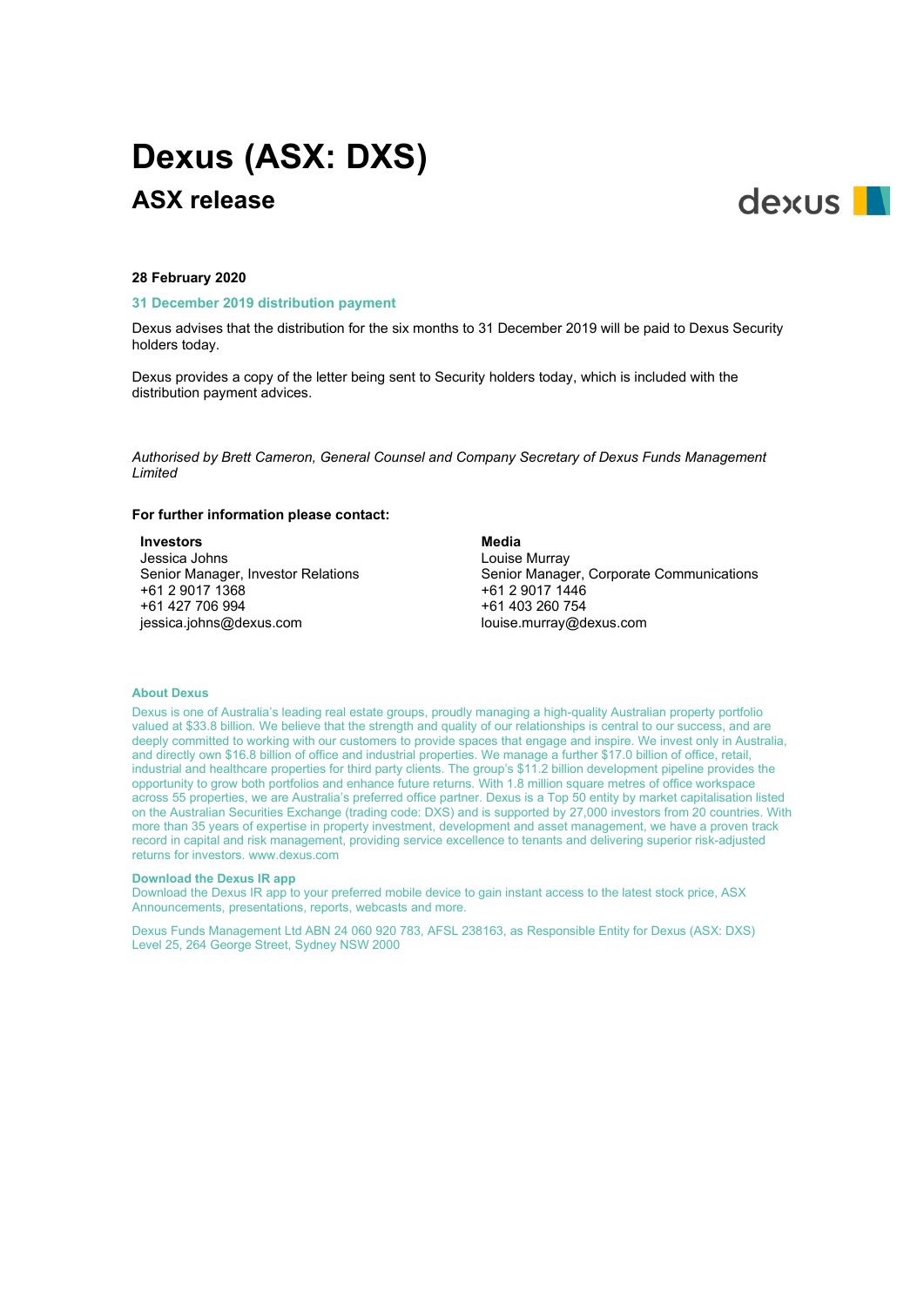# Dexus (ASX: DXS)

## ASX release

**28 February 2020**

**31 December 2019 distribution payment**

Dexus advises that the distribution for the six months to 31 December 2019 will be paid to Dexus Security holders today.

Dexus provides a copy of the letter being sent to Security holders today, which is included with the distribution payment advices.

*Authorised by Brett Cameron, General Counsel and Company Secretary of Dexus Funds Management Limited*

**For further information please contact:**

**Investors**
Jessica Johns
Senior Manager, Investor Relations
+61 2 9017 1368
+61 427 706 994
jessica.johns@dexus.com

**Media**
Louise Murray
Senior Manager, Corporate Communications
+61 2 9017 1446
+61 403 260 754
louise.murray@dexus.com

**About Dexus**

Dexus is one of Australia's leading real estate groups, proudly managing a high-quality Australian property portfolio valued at $33.8 billion. We believe that the strength and quality of our relationships is central to our success, and are deeply committed to working with our customers to provide spaces that engage and inspire. We invest only in Australia, and directly own $16.8 billion of office and industrial properties. We manage a further $17.0 billion of office, retail, industrial and healthcare properties for third party clients. The group's $11.2 billion development pipeline provides the opportunity to grow both portfolios and enhance future returns. With 1.8 million square metres of office workspace across 55 properties, we are Australia's preferred office partner. Dexus is a Top 50 entity by market capitalisation listed on the Australian Securities Exchange (trading code: DXS) and is supported by 27,000 investors from 20 countries. With more than 35 years of expertise in property investment, development and asset management, we have a proven track record in capital and risk management, providing service excellence to tenants and delivering superior risk-adjusted returns for investors. www.dexus.com

**Download the Dexus IR app**
Download the Dexus IR app to your preferred mobile device to gain instant access to the latest stock price, ASX Announcements, presentations, reports, webcasts and more.

Dexus Funds Management Ltd ABN 24 060 920 783, AFSL 238163, as Responsible Entity for Dexus (ASX: DXS)
Level 25, 264 George Street, Sydney NSW 2000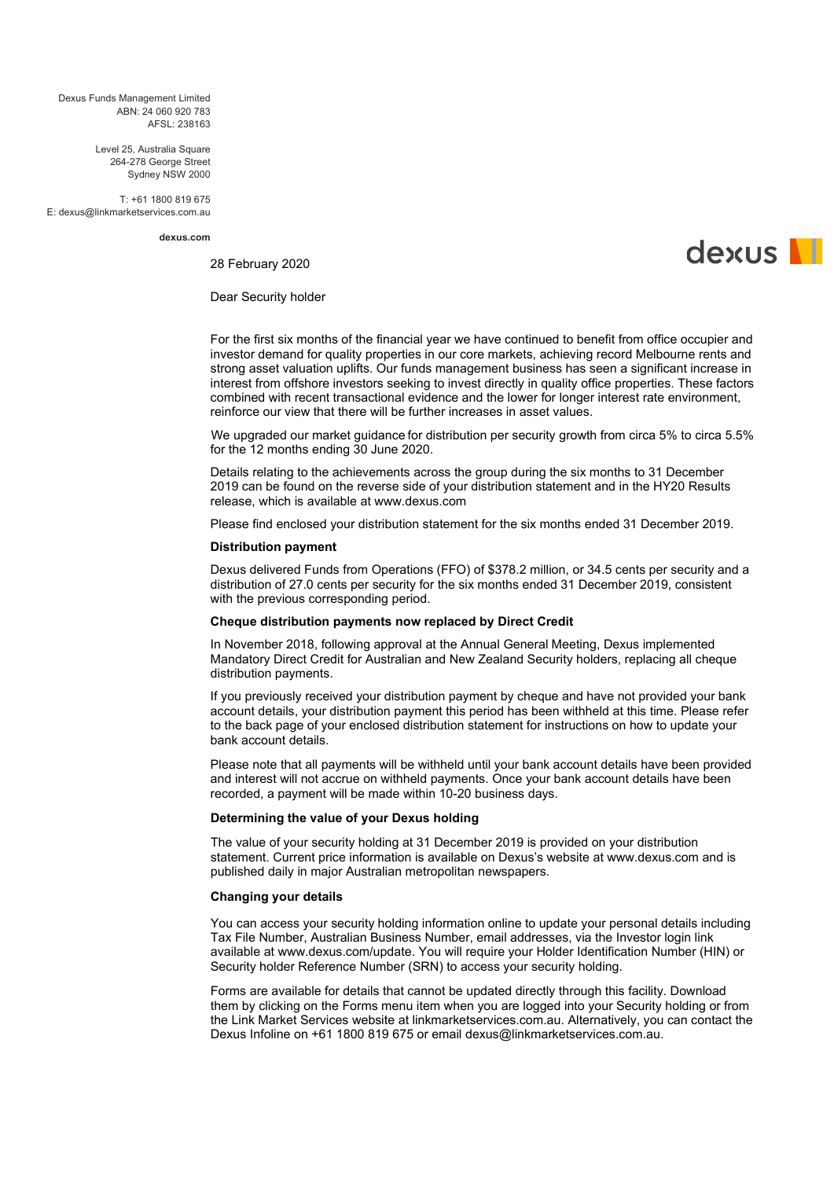Dexus Funds Management Limited
ABN: 24 060 920 783
AFSL: 238163

Level 25, Australia Square
264-278 George Street
Sydney NSW 2000

T: +61 1800 819 675
E: dexus@linkmarketservices.com.au

**dexus.com**

dexus

28 February 2020

Dear Security holder

For the first six months of the financial year we have continued to benefit from office occupier and investor demand for quality properties in our core markets, achieving record Melbourne rents and strong asset valuation uplifts. Our funds management business has seen a significant increase in interest from offshore investors seeking to invest directly in quality office properties. These factors combined with recent transactional evidence and the lower for longer interest rate environment, reinforce our view that there will be further increases in asset values.

We upgraded our market guidance for distribution per security growth from circa 5% to circa 5.5% for the 12 months ending 30 June 2020.

Details relating to the achievements across the group during the six months to 31 December 2019 can be found on the reverse side of your distribution statement and in the HY20 Results release, which is available at www.dexus.com

Please find enclosed your distribution statement for the six months ended 31 December 2019.

**Distribution payment**

Dexus delivered Funds from Operations (FFO) of $378.2 million, or 34.5 cents per security and a distribution of 27.0 cents per security for the six months ended 31 December 2019, consistent with the previous corresponding period.

**Cheque distribution payments now replaced by Direct Credit**

In November 2018, following approval at the Annual General Meeting, Dexus implemented Mandatory Direct Credit for Australian and New Zealand Security holders, replacing all cheque distribution payments.

If you previously received your distribution payment by cheque and have not provided your bank account details, your distribution payment this period has been withheld at this time. Please refer to the back page of your enclosed distribution statement for instructions on how to update your bank account details.

Please note that all payments will be withheld until your bank account details have been provided and interest will not accrue on withheld payments. Once your bank account details have been recorded, a payment will be made within 10-20 business days.

**Determining the value of your Dexus holding**

The value of your security holding at 31 December 2019 is provided on your distribution statement. Current price information is available on Dexus's website at www.dexus.com and is published daily in major Australian metropolitan newspapers.

**Changing your details**

You can access your security holding information online to update your personal details including Tax File Number, Australian Business Number, email addresses, via the Investor login link available at www.dexus.com/update. You will require your Holder Identification Number (HIN) or Security holder Reference Number (SRN) to access your security holding.

Forms are available for details that cannot be updated directly through this facility. Download them by clicking on the Forms menu item when you are logged into your Security holding or from the Link Market Services website at linkmarketservices.com.au. Alternatively, you can contact the Dexus Infoline on +61 1800 819 675 or email dexus@linkmarketservices.com.au.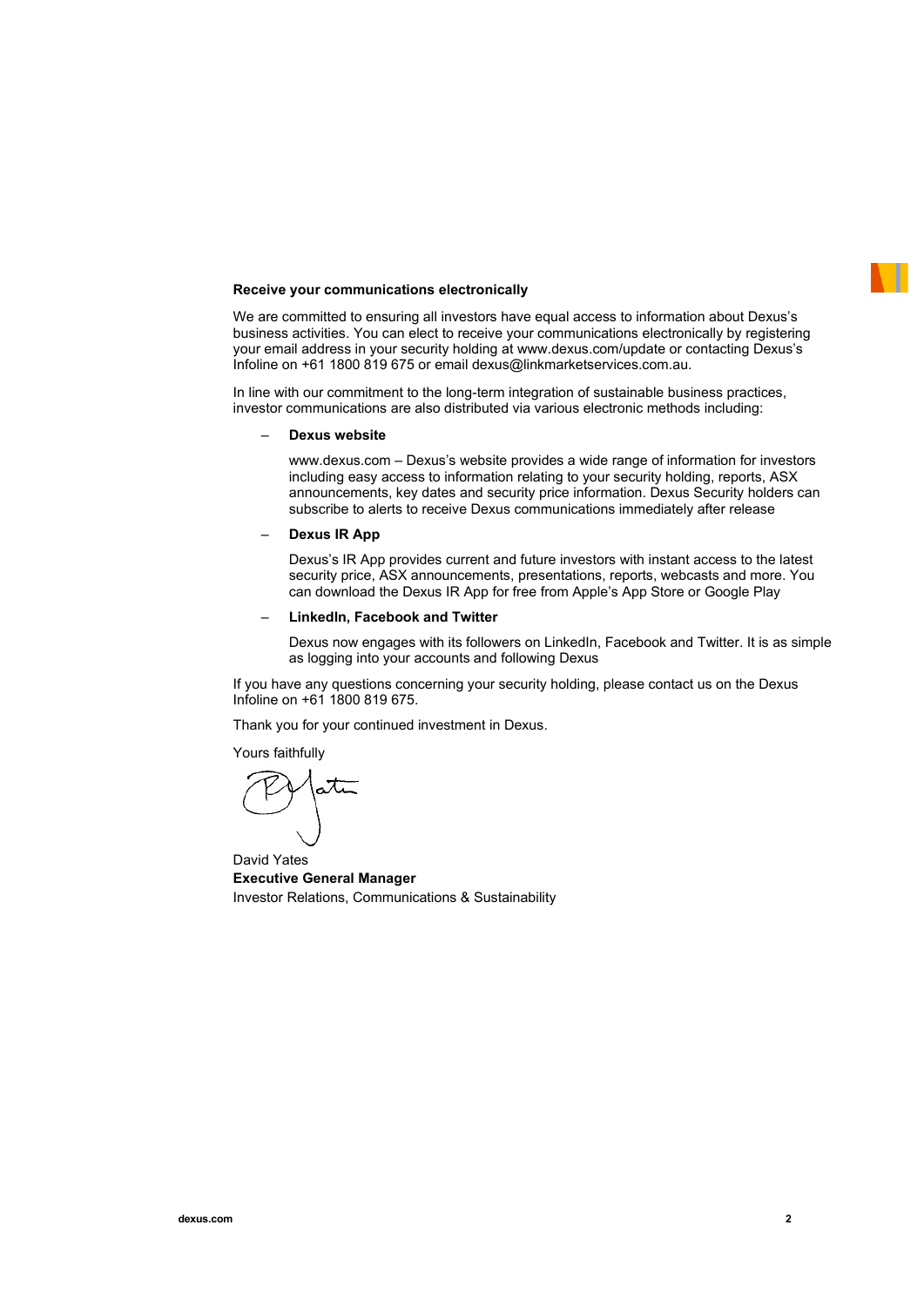**Receive your communications electronically**

We are committed to ensuring all investors have equal access to information about Dexus's business activities. You can elect to receive your communications electronically by registering your email address in your security holding at www.dexus.com/update or contacting Dexus's Infoline on +61 1800 819 675 or email dexus@linkmarketservices.com.au.

In line with our commitment to the long-term integration of sustainable business practices, investor communications are also distributed via various electronic methods including:

- **Dexus website**

  www.dexus.com – Dexus's website provides a wide range of information for investors including easy access to information relating to your security holding, reports, ASX announcements, key dates and security price information. Dexus Security holders can subscribe to alerts to receive Dexus communications immediately after release

- **Dexus IR App**

  Dexus's IR App provides current and future investors with instant access to the latest security price, ASX announcements, presentations, reports, webcasts and more. You can download the Dexus IR App for free from Apple's App Store or Google Play

- **LinkedIn, Facebook and Twitter**

  Dexus now engages with its followers on LinkedIn, Facebook and Twitter. It is as simple as logging into your accounts and following Dexus

If you have any questions concerning your security holding, please contact us on the Dexus Infoline on +61 1800 819 675.

Thank you for your continued investment in Dexus.

Yours faithfully

David Yates
**Executive General Manager**
Investor Relations, Communications & Sustainability